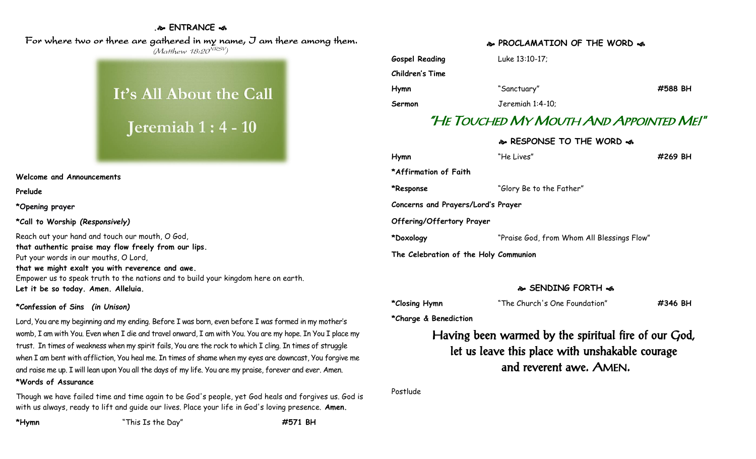## ENTRANCE

For where two or three are gathered in my name, I am there among them.
*(Matthew 18:20[NRSV])*

# It's All About the Call

## Jeremiah 1 : 4 - 10

**Welcome and Announcements**

**Prelude**

***Opening prayer**

***Call to Worship** ***(Responsively)***

Reach out your hand and touch our mouth, O God,
**that authentic praise may flow freely from our lips.**
Put your words in our mouths, O Lord,
**that we might exalt you with reverence and awe.**
Empower us to speak truth to the nations and to build your kingdom here on earth.
**Let it be so today. Amen. Alleluia.**

***Confession of Sins** ***(in Unison)***

Lord, You are my beginning and my ending. Before I was born, even before I was formed in my mother's womb, I am with You. Even when I die and travel onward, I am with You. You are my hope. In You I place my trust. In times of weakness when my spirit fails, You are the rock to which I cling. In times of struggle when I am bent with affliction, You heal me. In times of shame when my eyes are downcast, You forgive me and raise me up. I will lean upon You all the days of my life. You are my praise, forever and ever. Amen.

***Words of Assurance**

Though we have failed time and time again to be God's people, yet God heals and forgives us. God is with us always, ready to lift and guide our lives. Place your life in God's loving presence. **Amen.**

***Hymn** "This Is the Day" **#571 BH**

## PROCLAMATION OF THE WORD

**Gospel Reading** Luke 13:10-17;

**Children's Time**

**Hymn** "Sanctuary" **#588 BH**

**Sermon** Jeremiah 1:4-10;

## "He Touched My Mouth And Appointed Me!"

## RESPONSE TO THE WORD

**Hymn** "He Lives" **#269 BH**

***Affirmation of Faith**

***Response** "Glory Be to the Father"

**Concerns and Prayers/Lord's Prayer**

**Offering/Offertory Prayer**

***Doxology** "Praise God, from Whom All Blessings Flow"

**The Celebration of the Holy Communion**

## SENDING FORTH

***Closing Hymn** "The Church's One Foundation" **#346 BH**

***Charge & Benediction**

Having been warmed by the spiritual fire of our God,
let us leave this place with unshakable courage
and reverent awe. AMEN.

Postlude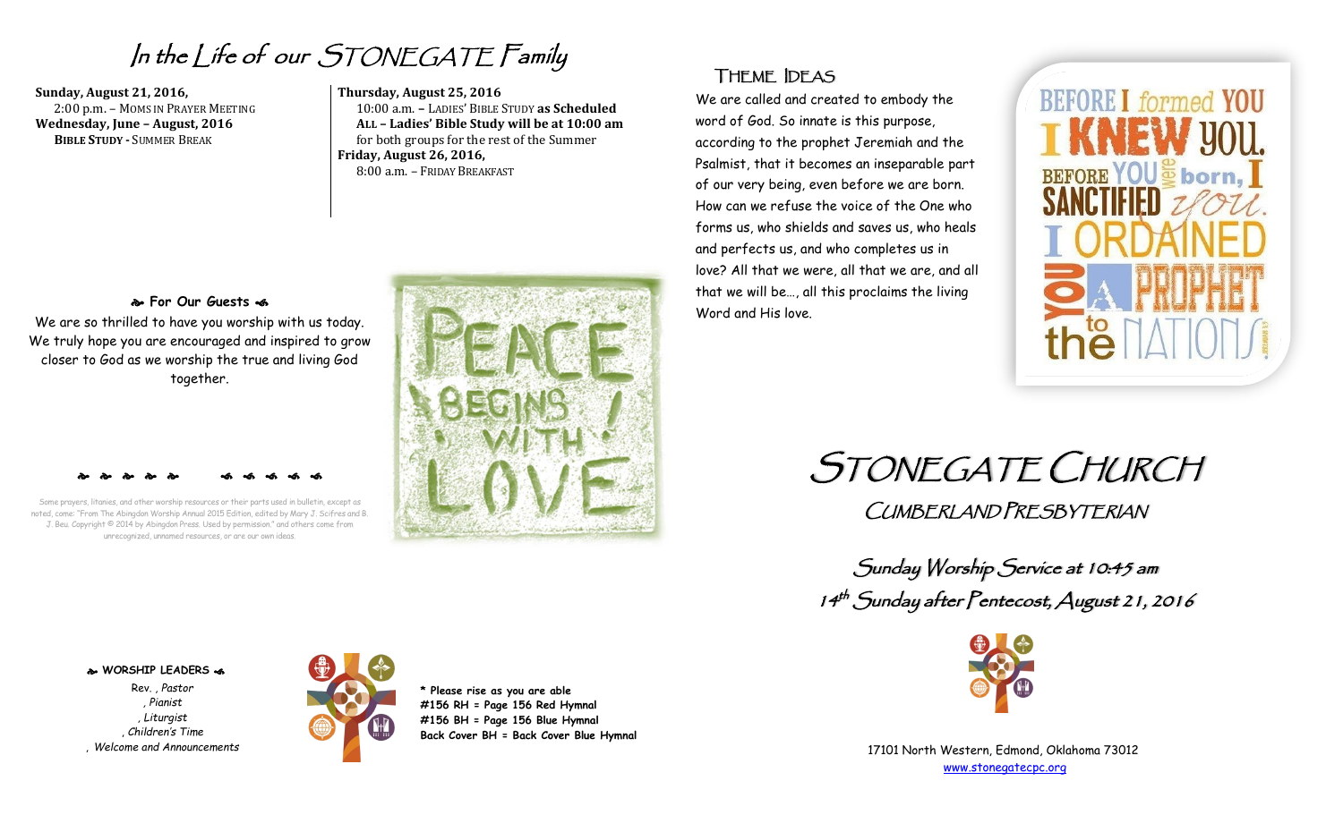# In the Life of our STONEGATE Family

**Sunday, August 21, 2016,**
2:00 p.m. – MOMS IN PRAYER MEETING

**Wednesday, June – August, 2016**
**BIBLE STUDY -** SUMMER BREAK

**Thursday, August 25, 2016**
10:00 a.m. – LADIES' BIBLE STUDY **as Scheduled**
**ALL – Ladies' Bible Study will be at 10:00 am** for both groups for the rest of the Summer

**Friday, August 26, 2016,**
8:00 a.m. – FRIDAY BREAKFAST

## For Our Guests

We are so thrilled to have you worship with us today. We truly hope you are encouraged and inspired to grow closer to God as we worship the true and living God together.

Some prayers, litanies, and other worship resources or their parts used in bulletin, except as noted, come: "From The Abingdon Worship Annual 2015 Edition, edited by Mary J. Scifres and B. J. Beu. Copyright © 2014 by Abingdon Press. Used by permission." and others come from unrecognized, unnamed resources, or are our own ideas.

PEACE BEGINS WITH LOVE

## WORSHIP LEADERS

Rev. , *Pastor*
, *Pianist*
, *Liturgist*
, *Children's Time*
, *Welcome and Announcements*

**\* Please rise as you are able**
**#156 RH = Page 156 Red Hymnal**
**#156 BH = Page 156 Blue Hymnal**
**Back Cover BH = Back Cover Blue Hymnal**

## Theme Ideas

We are called and created to embody the word of God. So innate is this purpose, according to the prophet Jeremiah and the Psalmist, that it becomes an inseparable part of our very being, even before we are born. How can we refuse the voice of the One who forms us, who shields and saves us, who heals and perfects us, and who completes us in love? All that we were, all that we are, and all that we will be…, all this proclaims the living Word and His love.

BEFORE I formed YOU I KNEW you. BEFORE YOU were born, I SANCTIFIED you. I ORDAINED YOU A PROPHET to the NATIONS

# STONEGATE CHURCH

## CUMBERLAND PRESBYTERIAN

### Sunday Worship Service at 10:45 am
### 14th Sunday after Pentecost, August 21, 2016

17101 North Western, Edmond, Oklahoma 73012
www.stonegatecpc.org